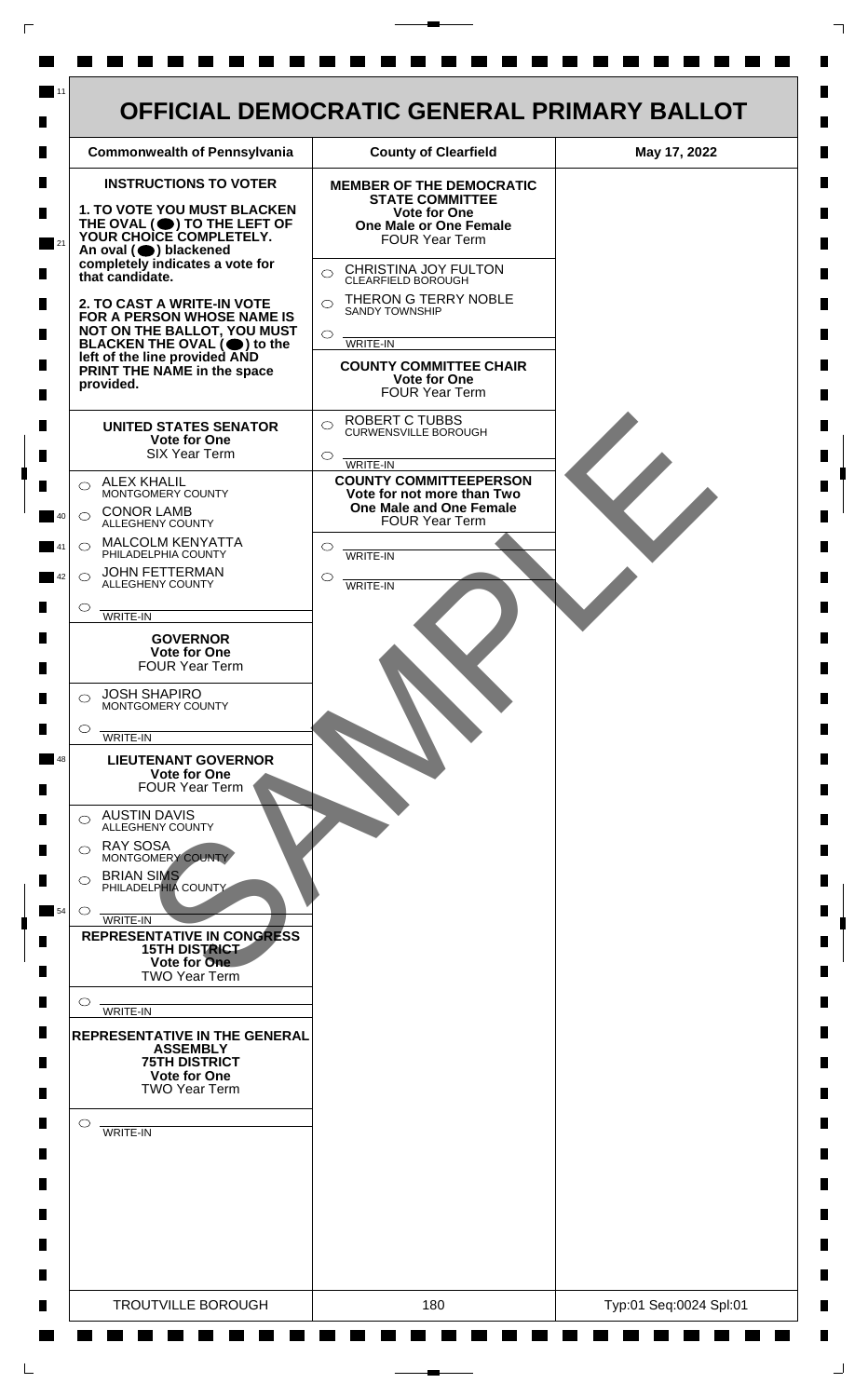# OFFICIAL DEMOCRATIC GENERAL PRIMARY BALLOT

| Commonwealth of Pennsylvania | County of Clearfield | May 17, 2022 |
| --- | --- | --- |

**INSTRUCTIONS TO VOTER**

**1. TO VOTE YOU MUST BLACKEN THE OVAL (⬬) TO THE LEFT OF YOUR CHOICE COMPLETELY.** An oval (⬬) blackened completely indicates a vote for that candidate.

**2. TO CAST A WRITE-IN VOTE FOR A PERSON WHOSE NAME IS NOT ON THE BALLOT, YOU MUST BLACKEN THE OVAL (⬬) to the left of the line provided AND PRINT THE NAME in the space provided.**

## UNITED STATES SENATOR
**Vote for One**
SIX Year Term

- ○ ALEX KHALIL — MONTGOMERY COUNTY
- ○ CONOR LAMB — ALLEGHENY COUNTY
- ○ MALCOLM KENYATTA — PHILADELPHIA COUNTY
- ○ JOHN FETTERMAN — ALLEGHENY COUNTY
- ○ ______ WRITE-IN

## GOVERNOR
**Vote for One**
FOUR Year Term

- ○ JOSH SHAPIRO — MONTGOMERY COUNTY
- ○ ______ WRITE-IN

## LIEUTENANT GOVERNOR
**Vote for One**
FOUR Year Term

- ○ AUSTIN DAVIS — ALLEGHENY COUNTY
- ○ RAY SOSA — MONTGOMERY COUNTY
- ○ BRIAN SIMS — PHILADELPHIA COUNTY
- ○ ______ WRITE-IN

## REPRESENTATIVE IN CONGRESS
**15TH DISTRICT**
**Vote for One**
TWO Year Term

- ○ ______ WRITE-IN

## REPRESENTATIVE IN THE GENERAL ASSEMBLY
**75TH DISTRICT**
**Vote for One**
TWO Year Term

- ○ ______ WRITE-IN

## MEMBER OF THE DEMOCRATIC STATE COMMITTEE
**Vote for One**
**One Male or One Female**
FOUR Year Term

- ○ CHRISTINA JOY FULTON — CLEARFIELD BOROUGH
- ○ THERON G TERRY NOBLE — SANDY TOWNSHIP
- ○ ______ WRITE-IN

## COUNTY COMMITTEE CHAIR
**Vote for One**
FOUR Year Term

- ○ ROBERT C TUBBS — CURWENSVILLE BOROUGH
- ○ ______ WRITE-IN

## COUNTY COMMITTEEPERSON
**Vote for not more than Two**
**One Male and One Female**
FOUR Year Term

- ○ ______ WRITE-IN
- ○ ______ WRITE-IN

SAMPLE

| TROUTVILLE BOROUGH | 180 | Typ:01 Seq:0024 Spl:01 |
| --- | --- | --- |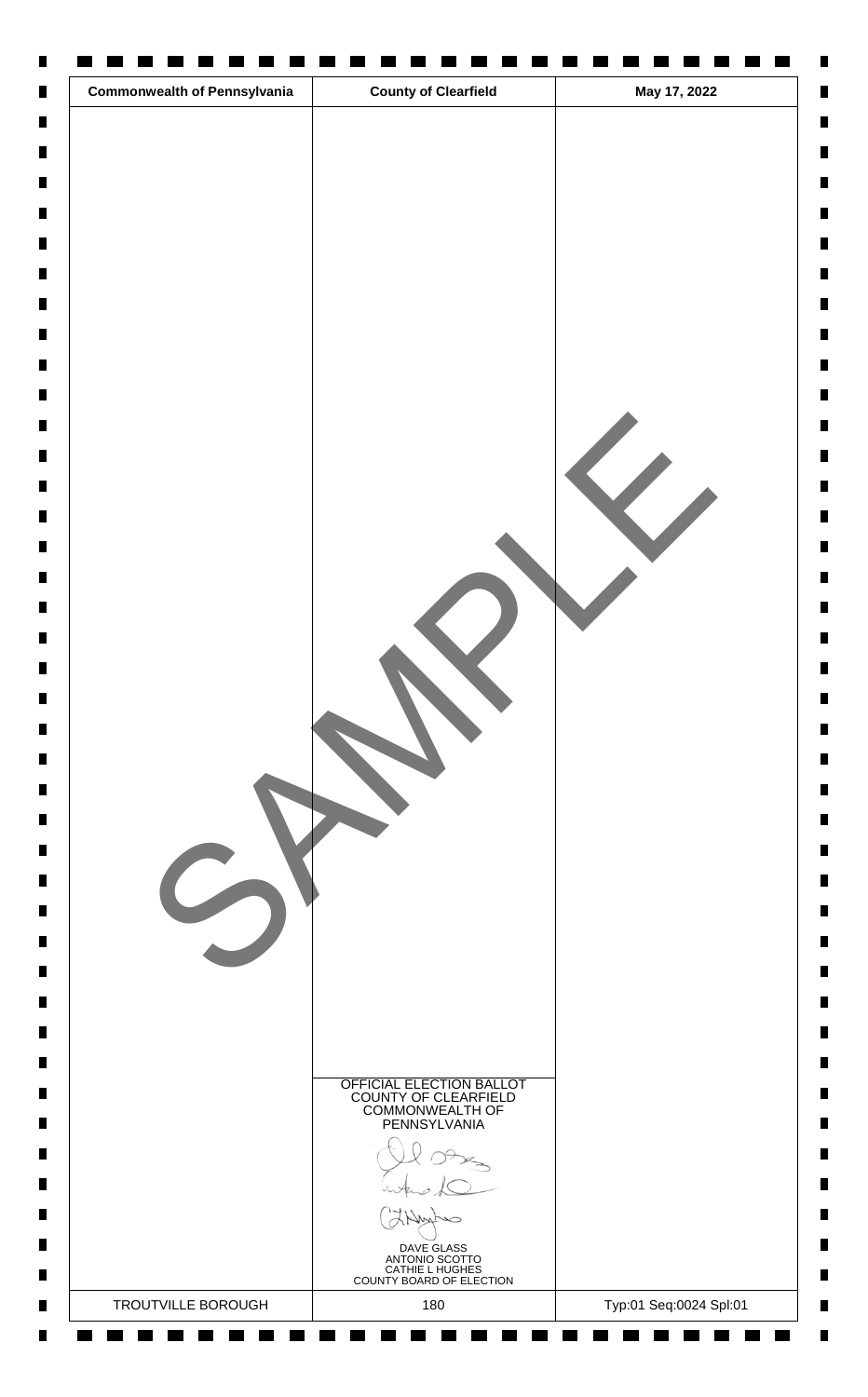| Commonwealth of Pennsylvania | County of Clearfield | May 17, 2022 |
| --- | --- | --- |

SAMPLE

OFFICIAL ELECTION BALLOT
COUNTY OF CLEARFIELD
COMMONWEALTH OF
PENNSYLVANIA

DAVE GLASS
ANTONIO SCOTTO
CATHIE L HUGHES
COUNTY BOARD OF ELECTION

| | | |
| --- | --- | --- |
| TROUTVILLE BOROUGH | 180 | Typ:01 Seq:0024 Spl:01 |